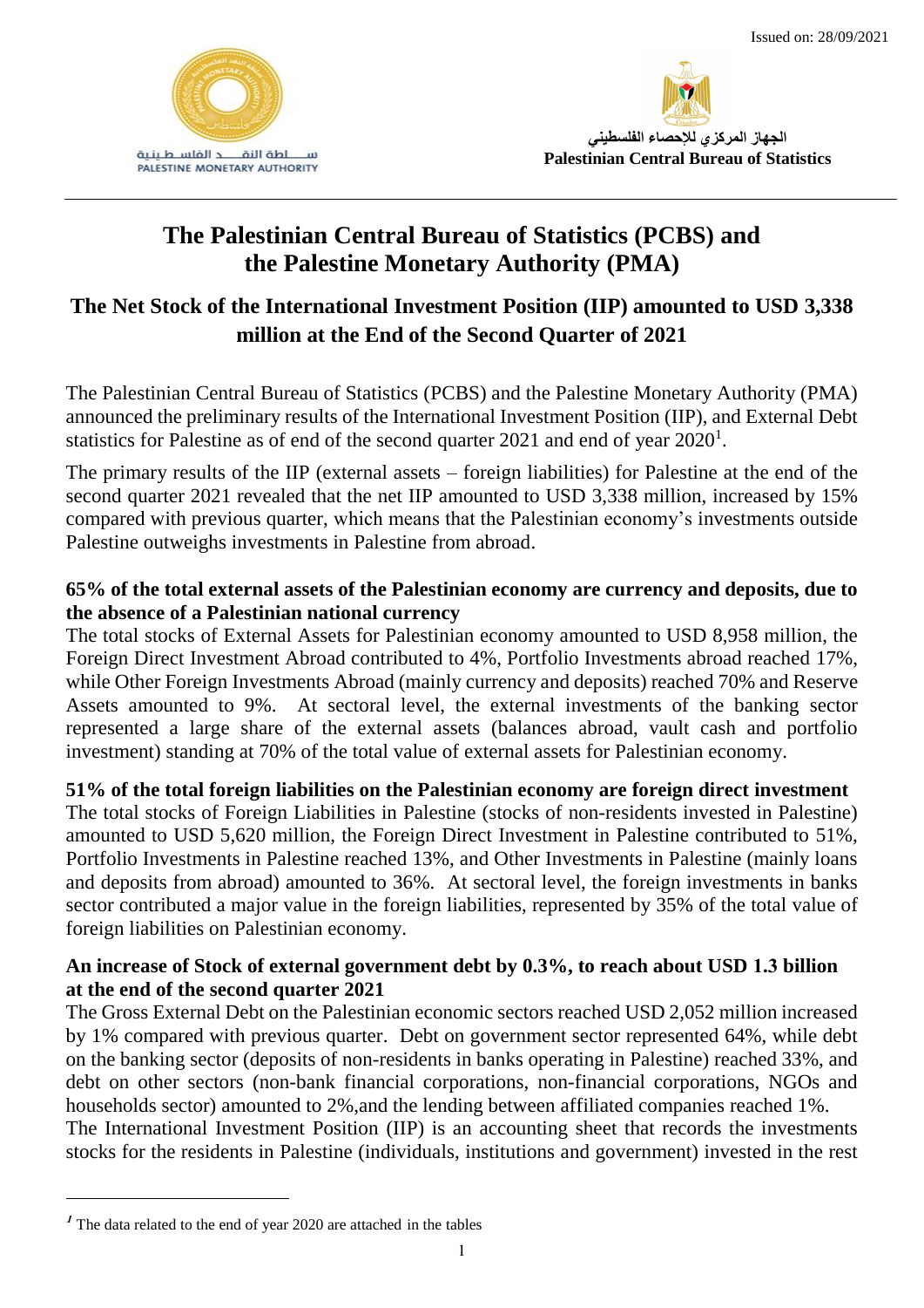Issued on: 28/09/2021

الجهاز المركزي للإحصاء الفلسطيني
**Palestinian Central Bureau of Statistics**

# The Palestinian Central Bureau of Statistics (PCBS) and the Palestine Monetary Authority (PMA)

## The Net Stock of the International Investment Position (IIP) amounted to USD 3,338 million at the End of the Second Quarter of 2021

The Palestinian Central Bureau of Statistics (PCBS) and the Palestine Monetary Authority (PMA) announced the preliminary results of the International Investment Position (IIP), and External Debt statistics for Palestine as of end of the second quarter 2021 and end of year 2020[1].

The primary results of the IIP (external assets – foreign liabilities) for Palestine at the end of the second quarter 2021 revealed that the net IIP amounted to USD 3,338 million, increased by 15% compared with previous quarter, which means that the Palestinian economy's investments outside Palestine outweighs investments in Palestine from abroad.

**65% of the total external assets of the Palestinian economy are currency and deposits, due to the absence of a Palestinian national currency**

The total stocks of External Assets for Palestinian economy amounted to USD 8,958 million, the Foreign Direct Investment Abroad contributed to 4%, Portfolio Investments abroad reached 17%, while Other Foreign Investments Abroad (mainly currency and deposits) reached 70% and Reserve Assets amounted to 9%. At sectoral level, the external investments of the banking sector represented a large share of the external assets (balances abroad, vault cash and portfolio investment) standing at 70% of the total value of external assets for Palestinian economy.

**51% of the total foreign liabilities on the Palestinian economy are foreign direct investment**

The total stocks of Foreign Liabilities in Palestine (stocks of non-residents invested in Palestine) amounted to USD 5,620 million, the Foreign Direct Investment in Palestine contributed to 51%, Portfolio Investments in Palestine reached 13%, and Other Investments in Palestine (mainly loans and deposits from abroad) amounted to 36%. At sectoral level, the foreign investments in banks sector contributed a major value in the foreign liabilities, represented by 35% of the total value of foreign liabilities on Palestinian economy.

**An increase of Stock of external government debt by 0.3%, to reach about USD 1.3 billion at the end of the second quarter 2021**

The Gross External Debt on the Palestinian economic sectors reached USD 2,052 million increased by 1% compared with previous quarter. Debt on government sector represented 64%, while debt on the banking sector (deposits of non-residents in banks operating in Palestine) reached 33%, and debt on other sectors (non-bank financial corporations, non-financial corporations, NGOs and households sector) amounted to 2%,and the lending between affiliated companies reached 1%.

The International Investment Position (IIP) is an accounting sheet that records the investments stocks for the residents in Palestine (individuals, institutions and government) invested in the rest

[1] The data related to the end of year 2020 are attached in the tables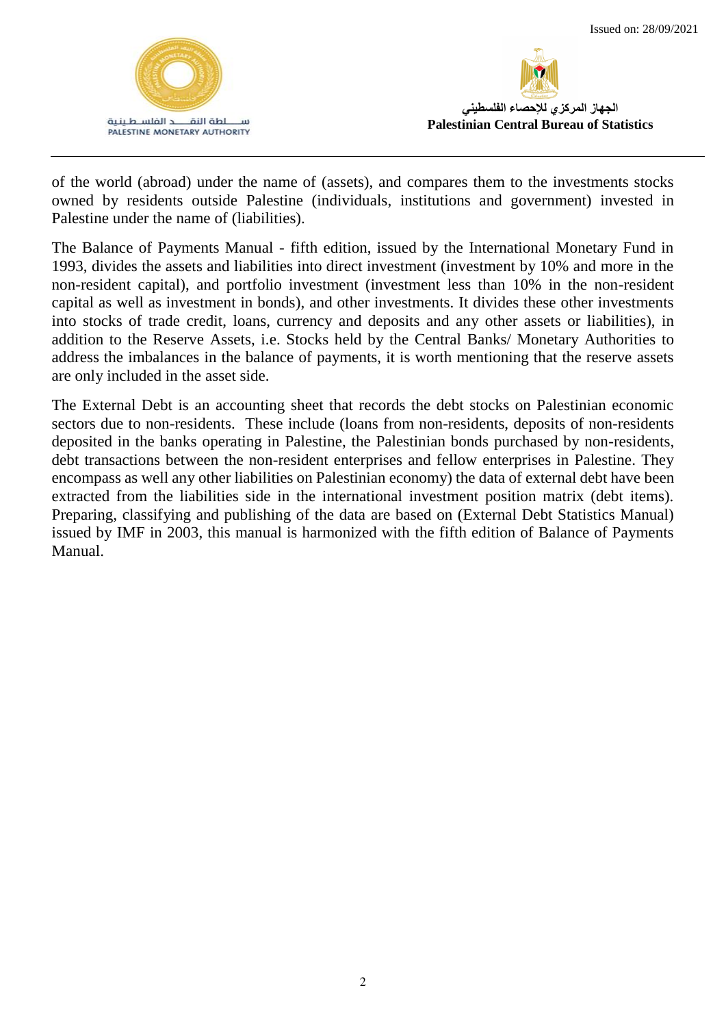of the world (abroad) under the name of (assets), and compares them to the investments stocks owned by residents outside Palestine (individuals, institutions and government) invested in Palestine under the name of (liabilities).

The Balance of Payments Manual - fifth edition, issued by the International Monetary Fund in 1993, divides the assets and liabilities into direct investment (investment by 10% and more in the non-resident capital), and portfolio investment (investment less than 10% in the non-resident capital as well as investment in bonds), and other investments. It divides these other investments into stocks of trade credit, loans, currency and deposits and any other assets or liabilities), in addition to the Reserve Assets, i.e. Stocks held by the Central Banks/ Monetary Authorities to address the imbalances in the balance of payments, it is worth mentioning that the reserve assets are only included in the asset side.

The External Debt is an accounting sheet that records the debt stocks on Palestinian economic sectors due to non-residents. These include (loans from non-residents, deposits of non-residents deposited in the banks operating in Palestine, the Palestinian bonds purchased by non-residents, debt transactions between the non-resident enterprises and fellow enterprises in Palestine. They encompass as well any other liabilities on Palestinian economy) the data of external debt have been extracted from the liabilities side in the international investment position matrix (debt items). Preparing, classifying and publishing of the data are based on (External Debt Statistics Manual) issued by IMF in 2003, this manual is harmonized with the fifth edition of Balance of Payments Manual.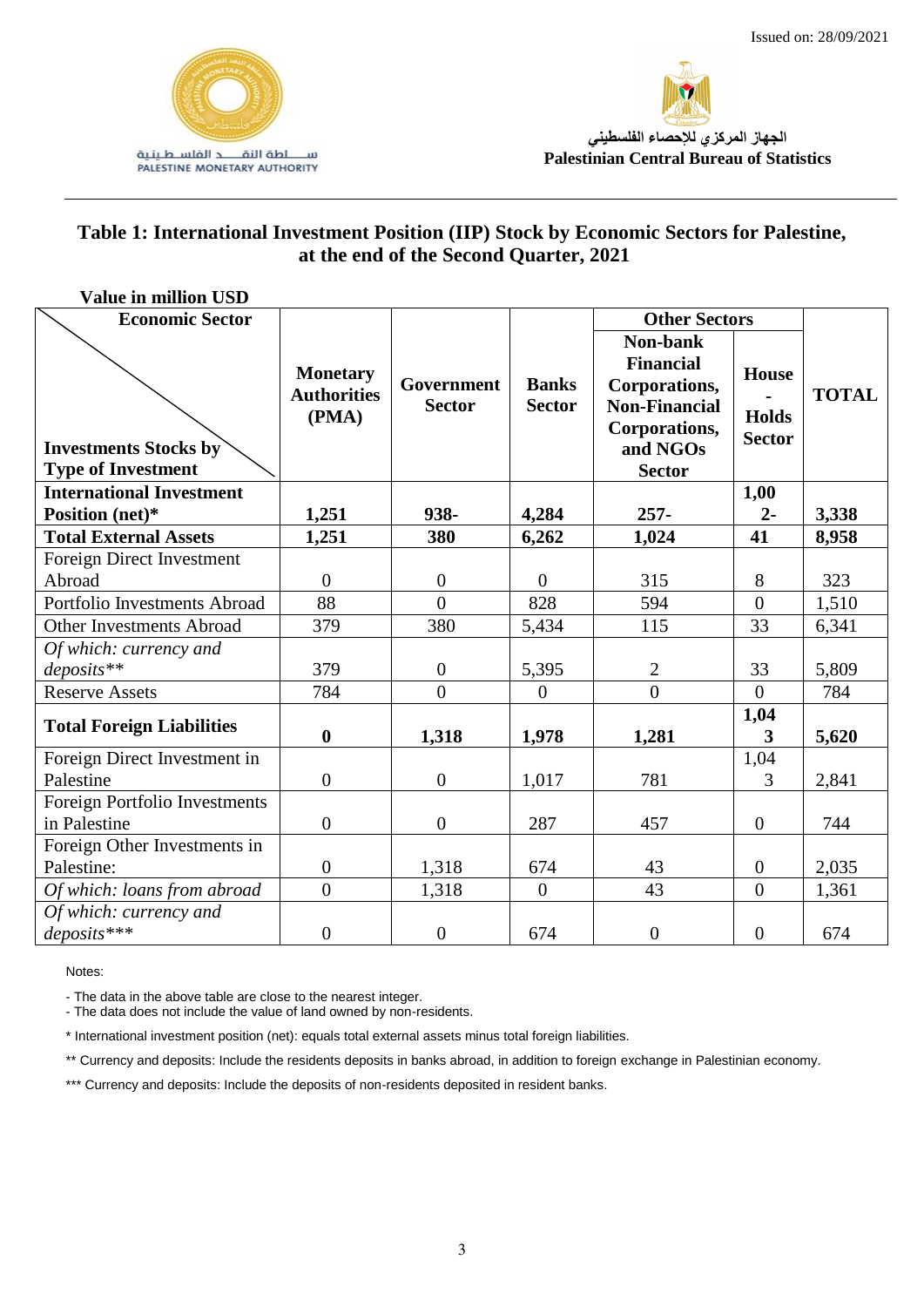Issued on: 28/09/2021

الجهاز المركزي للإحصاء الفلسطيني

**Palestinian Central Bureau of Statistics**

سلطة النقد الفلسطينية
PALESTINE MONETARY AUTHORITY

## Table 1: International Investment Position (IIP) Stock by Economic Sectors for Palestine, at the end of the Second Quarter, 2021

**Value in million USD**

| Economic Sector / Investments Stocks by Type of Investment | Monetary Authorities (PMA) | Government Sector | Banks Sector | Other Sectors | | TOTAL |
|---|---|---|---|---|---|---|
| | | | | Non-bank Financial Corporations, Non-Financial Corporations, and NGOs Sector | House - Holds Sector | |
| **International Investment Position (net)*** | **1,251** | **938-** | **4,284** | **257-** | **1,002-** | **3,338** |
| **Total External Assets** | **1,251** | **380** | **6,262** | **1,024** | **41** | **8,958** |
| Foreign Direct Investment Abroad | 0 | 0 | 0 | 315 | 8 | 323 |
| Portfolio Investments Abroad | 88 | 0 | 828 | 594 | 0 | 1,510 |
| Other Investments Abroad | 379 | 380 | 5,434 | 115 | 33 | 6,341 |
| *Of which: currency and deposits*** | 379 | 0 | 5,395 | 2 | 33 | 5,809 |
| Reserve Assets | 784 | 0 | 0 | 0 | 0 | 784 |
| **Total Foreign Liabilities** | **0** | **1,318** | **1,978** | **1,281** | **1,043** | **5,620** |
| Foreign Direct Investment in Palestine | 0 | 0 | 1,017 | 781 | 1,043 | 2,841 |
| Foreign Portfolio Investments in Palestine | 0 | 0 | 287 | 457 | 0 | 744 |
| Foreign Other Investments in Palestine: | 0 | 1,318 | 674 | 43 | 0 | 2,035 |
| *Of which: loans from abroad* | 0 | 1,318 | 0 | 43 | 0 | 1,361 |
| *Of which: currency and deposits**** | 0 | 0 | 674 | 0 | 0 | 674 |

Notes:

- The data in the above table are close to the nearest integer.
- The data does not include the value of land owned by non-residents.

* International investment position (net): equals total external assets minus total foreign liabilities.

** Currency and deposits: Include the residents deposits in banks abroad, in addition to foreign exchange in Palestinian economy.

*** Currency and deposits: Include the deposits of non-residents deposited in resident banks.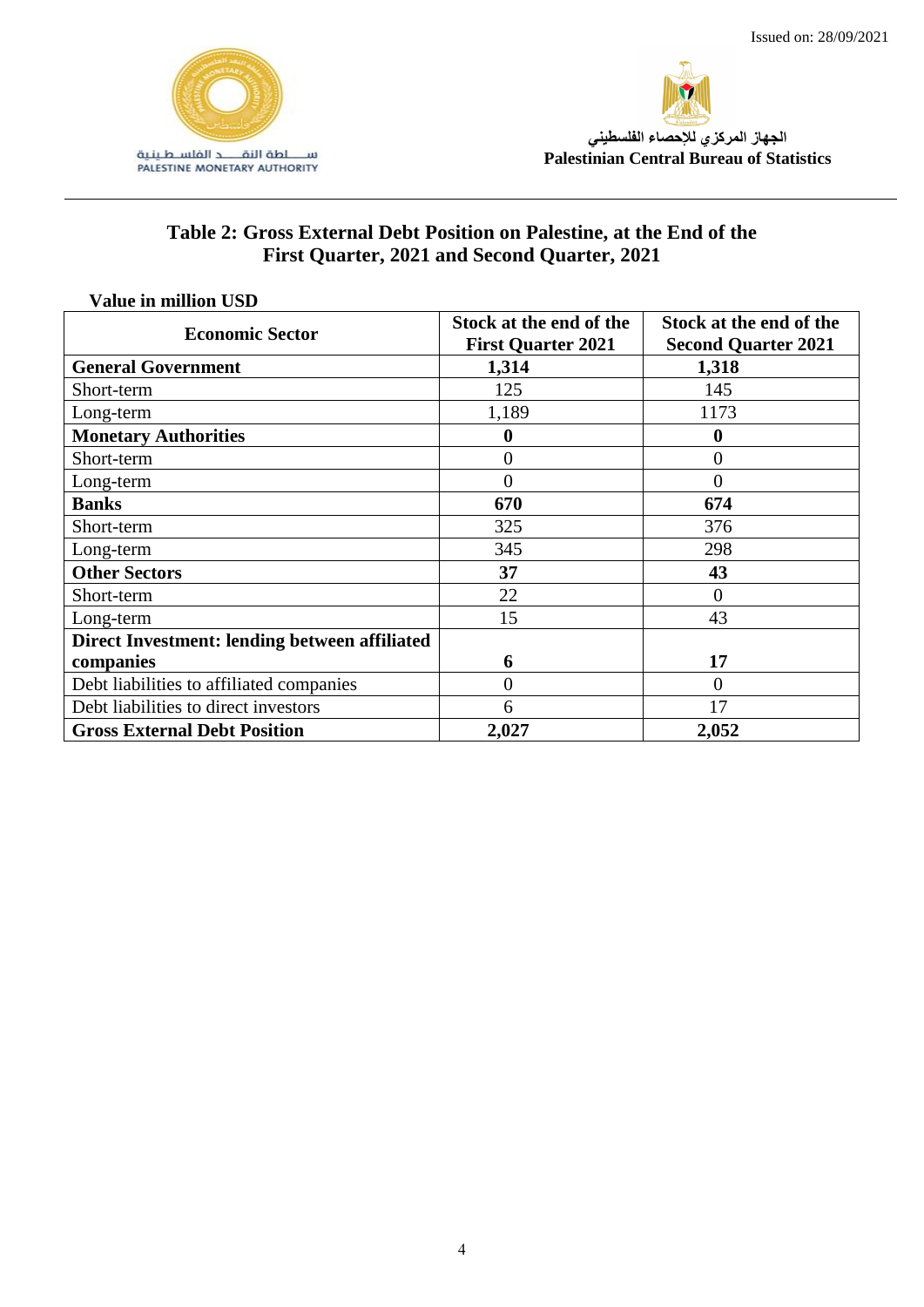Issued on: 28/09/2021

سلطة النقد الفلسطينية
PALESTINE MONETARY AUTHORITY

الجهاز المركزي للإحصاء الفلسطيني
**Palestinian Central Bureau of Statistics**

## Table 2: Gross External Debt Position on Palestine, at the End of the First Quarter, 2021 and Second Quarter, 2021

**Value in million USD**

| Economic Sector | Stock at the end of the First Quarter 2021 | Stock at the end of the Second Quarter 2021 |
| --- | --- | --- |
| **General Government** | **1,314** | **1,318** |
| Short-term | 125 | 145 |
| Long-term | 1,189 | 1173 |
| **Monetary Authorities** | **0** | **0** |
| Short-term | 0 | 0 |
| Long-term | 0 | 0 |
| **Banks** | **670** | **674** |
| Short-term | 325 | 376 |
| Long-term | 345 | 298 |
| **Other Sectors** | **37** | **43** |
| Short-term | 22 | 0 |
| Long-term | 15 | 43 |
| **Direct Investment: lending between affiliated companies** | **6** | **17** |
| Debt liabilities to affiliated companies | 0 | 0 |
| Debt liabilities to direct investors | 6 | 17 |
| **Gross External Debt Position** | **2,027** | **2,052** |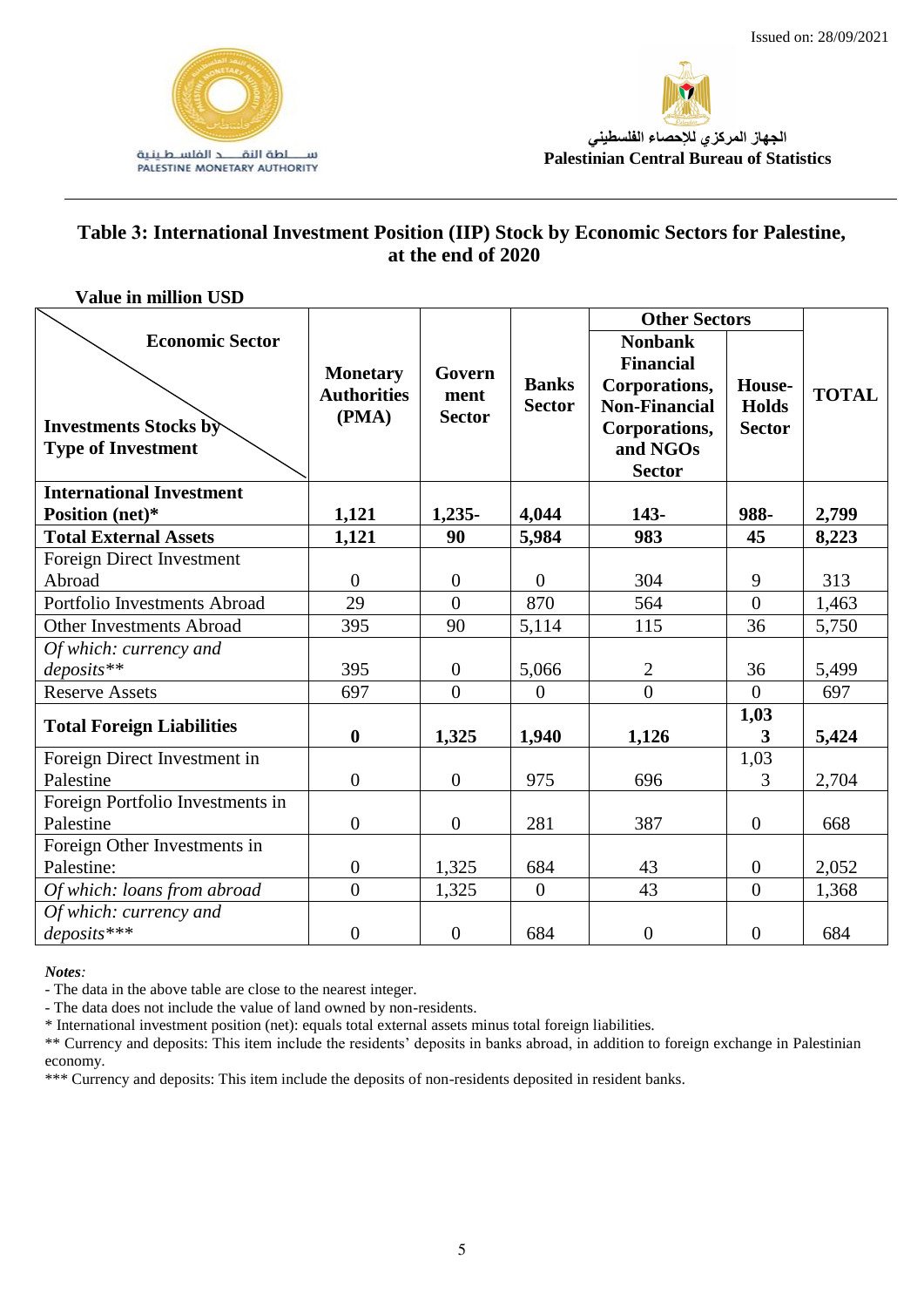Issued on: 28/09/2021

سـلطة النقـد الفلسطينية
PALESTINE MONETARY AUTHORITY

الجهاز المركزي للإحصاء الفلسطيني
**Palestinian Central Bureau of Statistics**

## Table 3: International Investment Position (IIP) Stock by Economic Sectors for Palestine, at the end of 2020

**Value in million USD**

| Economic Sector / Investments Stocks by Type of Investment | Monetary Authorities (PMA) | Government Sector | Banks Sector | Other Sectors | | TOTAL |
|---|---|---|---|---|---|---|
| | | | | Nonbank Financial Corporations, Non-Financial Corporations, and NGOs Sector | House-Holds Sector | |
| **International Investment Position (net)*** | **1,121** | **1,235-** | **4,044** | **143-** | **988-** | **2,799** |
| **Total External Assets** | **1,121** | **90** | **5,984** | **983** | **45** | **8,223** |
| Foreign Direct Investment Abroad | 0 | 0 | 0 | 304 | 9 | 313 |
| Portfolio Investments Abroad | 29 | 0 | 870 | 564 | 0 | 1,463 |
| Other Investments Abroad | 395 | 90 | 5,114 | 115 | 36 | 5,750 |
| *Of which: currency and deposits*** | 395 | 0 | 5,066 | 2 | 36 | 5,499 |
| Reserve Assets | 697 | 0 | 0 | 0 | 0 | 697 |
| **Total Foreign Liabilities** | **0** | **1,325** | **1,940** | **1,126** | **1,033** | **5,424** |
| Foreign Direct Investment in Palestine | 0 | 0 | 975 | 696 | 1,033 | 2,704 |
| Foreign Portfolio Investments in Palestine | 0 | 0 | 281 | 387 | 0 | 668 |
| Foreign Other Investments in Palestine: | 0 | 1,325 | 684 | 43 | 0 | 2,052 |
| *Of which: loans from abroad* | 0 | 1,325 | 0 | 43 | 0 | 1,368 |
| *Of which: currency and deposits**** | 0 | 0 | 684 | 0 | 0 | 684 |

***Notes:***

- The data in the above table are close to the nearest integer.
- The data does not include the value of land owned by non-residents.

\* International investment position (net): equals total external assets minus total foreign liabilities.

** Currency and deposits: This item include the residents' deposits in banks abroad, in addition to foreign exchange in Palestinian economy.

*** Currency and deposits: This item include the deposits of non-residents deposited in resident banks.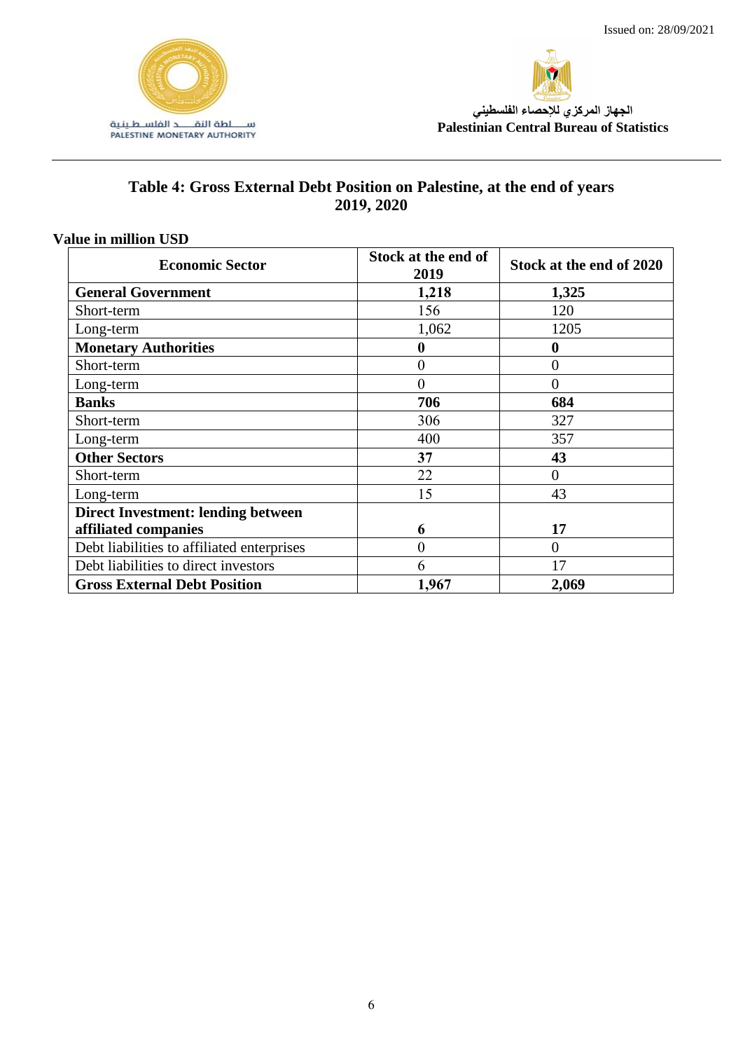Issued on: 28/09/2021

الجهاز المركزي للإحصاء الفلسطيني
**Palestinian Central Bureau of Statistics**

سلطة النقد الفلسطينية
PALESTINE MONETARY AUTHORITY

## Table 4: Gross External Debt Position on Palestine, at the end of years 2019, 2020

**Value in million USD**

| Economic Sector | Stock at the end of 2019 | Stock at the end of 2020 |
|---|---|---|
| **General Government** | **1,218** | **1,325** |
| Short-term | 156 | 120 |
| Long-term | 1,062 | 1205 |
| **Monetary Authorities** | **0** | **0** |
| Short-term | 0 | 0 |
| Long-term | 0 | 0 |
| **Banks** | **706** | **684** |
| Short-term | 306 | 327 |
| Long-term | 400 | 357 |
| **Other Sectors** | **37** | **43** |
| Short-term | 22 | 0 |
| Long-term | 15 | 43 |
| **Direct Investment: lending between affiliated companies** | **6** | **17** |
| Debt liabilities to affiliated enterprises | 0 | 0 |
| Debt liabilities to direct investors | 6 | 17 |
| **Gross External Debt Position** | **1,967** | **2,069** |